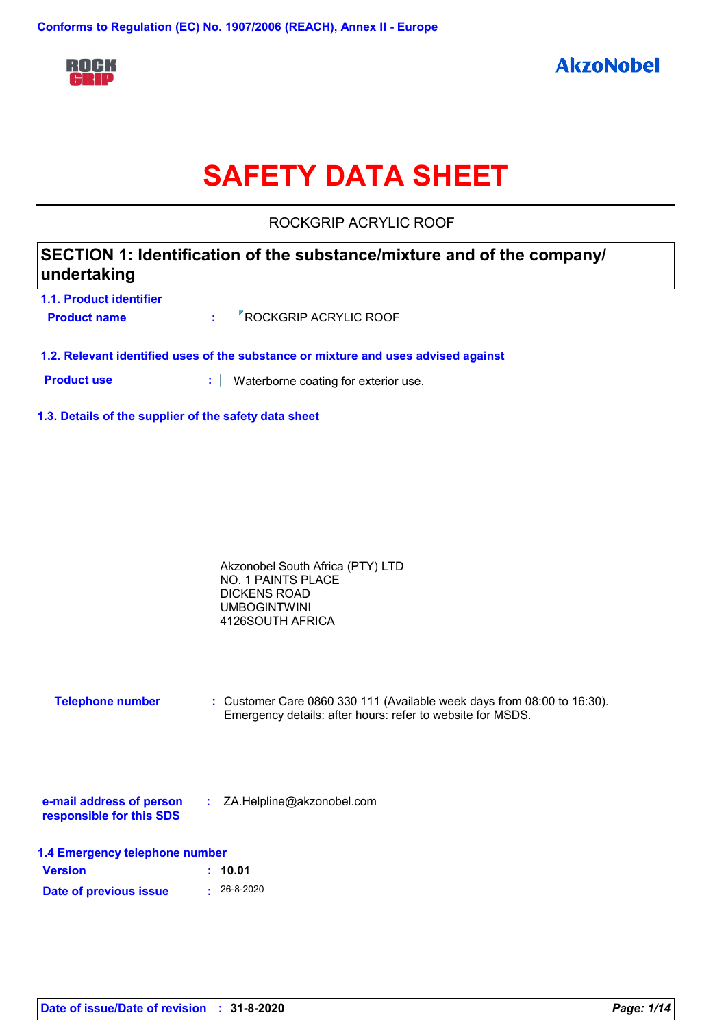Conforms to Regulation (EC) No. 1907/2006 (REACH), Annex II - Europe

ROCK GRIP

AkzoNobel

# SAFETY DATA SHEET

ROCKGRIP ACRYLIC ROOF

## SECTION 1: Identification of the substance/mixture and of the company/ undertaking

### 1.1. Product identifier

**Product name** : ROCKGRIP ACRYLIC ROOF

### 1.2. Relevant identified uses of the substance or mixture and uses advised against

**Product use** : Waterborne coating for exterior use.

### 1.3. Details of the supplier of the safety data sheet

Akzonobel South Africa (PTY) LTD
NO. 1 PAINTS PLACE
DICKENS ROAD
UMBOGINTWINI
4126SOUTH AFRICA

**Telephone number** : Customer Care 0860 330 111 (Available week days from 08:00 to 16:30). Emergency details: after hours: refer to website for MSDS.

**e-mail address of person responsible for this SDS** : ZA.Helpline@akzonobel.com

### 1.4 Emergency telephone number

**Version** : **10.01**

**Date of previous issue** : 26-8-2020

**Date of issue/Date of revision** : **31-8-2020**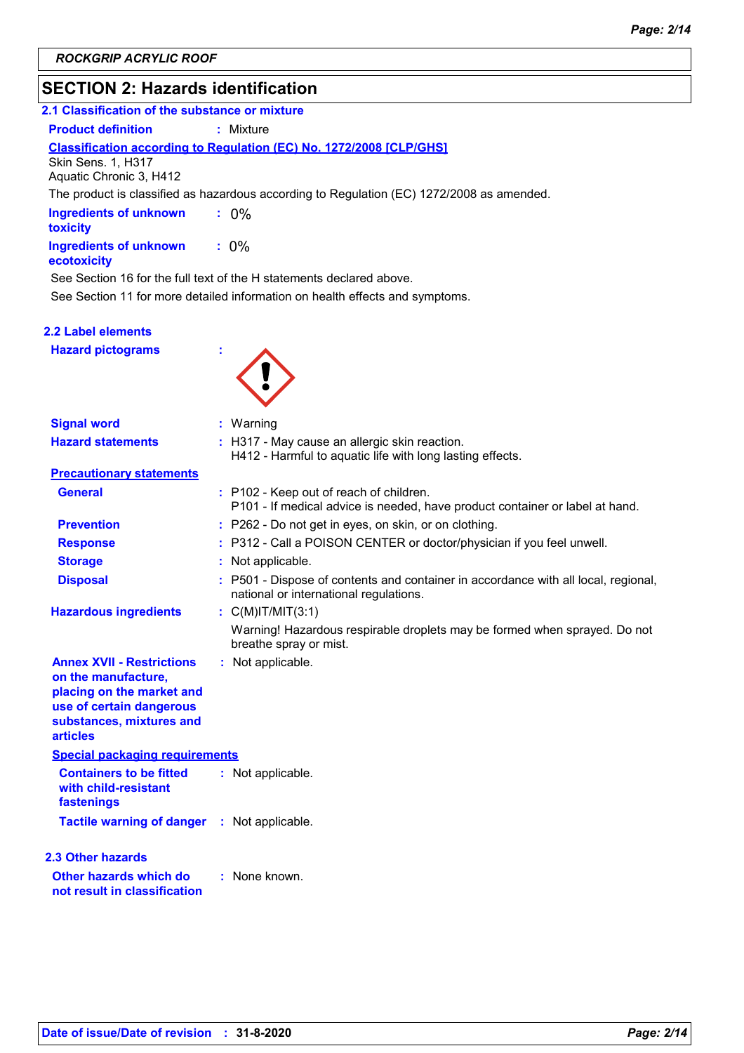## SECTION 2: Hazards identification

### 2.1 Classification of the substance or mixture

**Product definition** : Mixture

**Classification according to Regulation (EC) No. 1272/2008 [CLP/GHS]**

Skin Sens. 1, H317
Aquatic Chronic 3, H412

The product is classified as hazardous according to Regulation (EC) 1272/2008 as amended.

**Ingredients of unknown toxicity** : 0%

**Ingredients of unknown ecotoxicity** : 0%

See Section 16 for the full text of the H statements declared above.

See Section 11 for more detailed information on health effects and symptoms.

### 2.2 Label elements

**Hazard pictograms** :

**Signal word** : Warning

**Hazard statements** : H317 - May cause an allergic skin reaction.
H412 - Harmful to aquatic life with long lasting effects.

**Precautionary statements**

**General** : P102 - Keep out of reach of children.
P101 - If medical advice is needed, have product container or label at hand.

**Prevention** : P262 - Do not get in eyes, on skin, or on clothing.

**Response** : P312 - Call a POISON CENTER or doctor/physician if you feel unwell.

**Storage** : Not applicable.

**Disposal** : P501 - Dispose of contents and container in accordance with all local, regional, national or international regulations.

**Hazardous ingredients** : C(M)IT/MIT(3:1)

Warning! Hazardous respirable droplets may be formed when sprayed. Do not breathe spray or mist.

**Annex XVII - Restrictions on the manufacture, placing on the market and use of certain dangerous substances, mixtures and articles** : Not applicable.

**Special packaging requirements**

**Containers to be fitted with child-resistant fastenings** : Not applicable.

**Tactile warning of danger** : Not applicable.

### 2.3 Other hazards

**Other hazards which do not result in classification** : None known.

**Date of issue/Date of revision** : 31-8-2020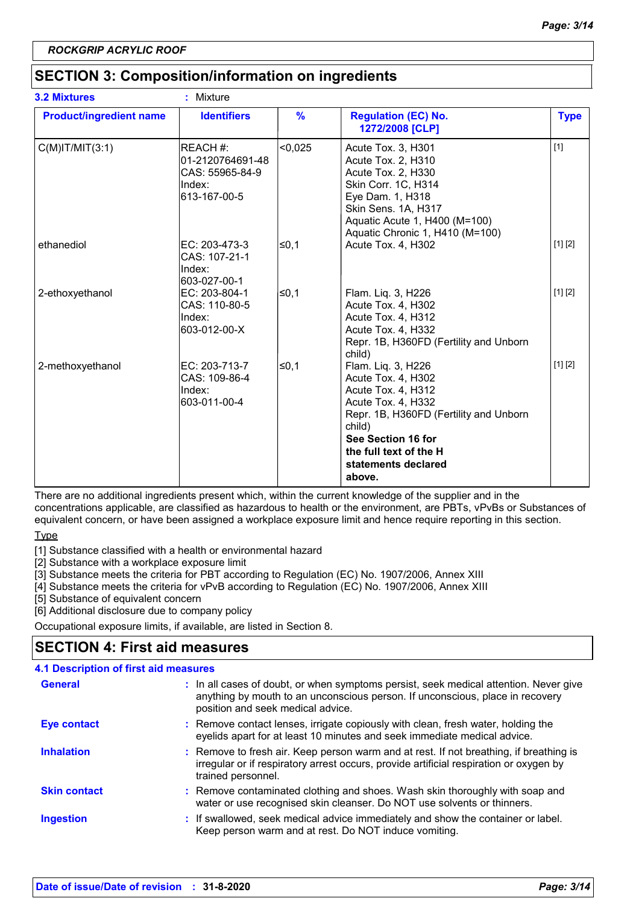ROCKGRIP ACRYLIC ROOF

## SECTION 3: Composition/information on ingredients

**3.2 Mixtures** : Mixture

| Product/ingredient name | Identifiers | % | Regulation (EC) No. 1272/2008 [CLP] | Type |
|---|---|---|---|---|
| C(M)IT/MIT(3:1) | REACH #: 01-2120764691-48<br>CAS: 55965-84-9<br>Index: 613-167-00-5 | <0,025 | Acute Tox. 3, H301<br>Acute Tox. 2, H310<br>Acute Tox. 2, H330<br>Skin Corr. 1C, H314<br>Eye Dam. 1, H318<br>Skin Sens. 1A, H317<br>Aquatic Acute 1, H400 (M=100)<br>Aquatic Chronic 1, H410 (M=100) | [1] |
| ethanediol | EC: 203-473-3<br>CAS: 107-21-1<br>Index: 603-027-00-1 | ≤0,1 | Acute Tox. 4, H302 | [1] [2] |
| 2-ethoxyethanol | EC: 203-804-1<br>CAS: 110-80-5<br>Index: 603-012-00-X | ≤0,1 | Flam. Liq. 3, H226<br>Acute Tox. 4, H302<br>Acute Tox. 4, H312<br>Acute Tox. 4, H332<br>Repr. 1B, H360FD (Fertility and Unborn child) | [1] [2] |
| 2-methoxyethanol | EC: 203-713-7<br>CAS: 109-86-4<br>Index: 603-011-00-4 | ≤0,1 | Flam. Liq. 3, H226<br>Acute Tox. 4, H302<br>Acute Tox. 4, H312<br>Acute Tox. 4, H332<br>Repr. 1B, H360FD (Fertility and Unborn child)<br>**See Section 16 for the full text of the H statements declared above.** | [1] [2] |

There are no additional ingredients present which, within the current knowledge of the supplier and in the concentrations applicable, are classified as hazardous to health or the environment, are PBTs, vPvBs or Substances of equivalent concern, or have been assigned a workplace exposure limit and hence require reporting in this section.

Type

[1] Substance classified with a health or environmental hazard
[2] Substance with a workplace exposure limit
[3] Substance meets the criteria for PBT according to Regulation (EC) No. 1907/2006, Annex XIII
[4] Substance meets the criteria for vPvB according to Regulation (EC) No. 1907/2006, Annex XIII
[5] Substance of equivalent concern
[6] Additional disclosure due to company policy

Occupational exposure limits, if available, are listed in Section 8.

## SECTION 4: First aid measures

### 4.1 Description of first aid measures

**General** : In all cases of doubt, or when symptoms persist, seek medical attention. Never give anything by mouth to an unconscious person. If unconscious, place in recovery position and seek medical advice.

**Eye contact** : Remove contact lenses, irrigate copiously with clean, fresh water, holding the eyelids apart for at least 10 minutes and seek immediate medical advice.

**Inhalation** : Remove to fresh air. Keep person warm and at rest. If not breathing, if breathing is irregular or if respiratory arrest occurs, provide artificial respiration or oxygen by trained personnel.

**Skin contact** : Remove contaminated clothing and shoes. Wash skin thoroughly with soap and water or use recognised skin cleanser. Do NOT use solvents or thinners.

**Ingestion** : If swallowed, seek medical advice immediately and show the container or label. Keep person warm and at rest. Do NOT induce vomiting.

**Date of issue/Date of revision** : **31-8-2020**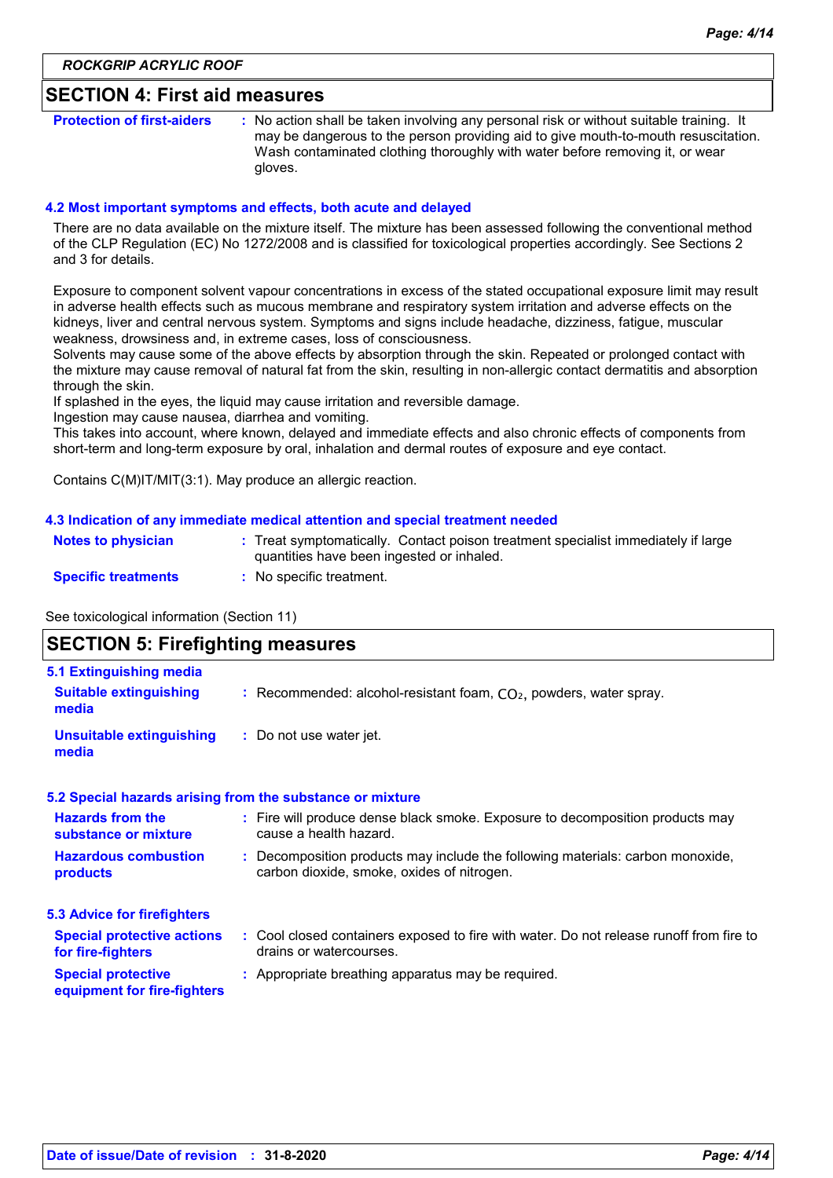## SECTION 4: First aid measures

**Protection of first-aiders** : No action shall be taken involving any personal risk or without suitable training. It may be dangerous to the person providing aid to give mouth-to-mouth resuscitation. Wash contaminated clothing thoroughly with water before removing it, or wear gloves.

### 4.2 Most important symptoms and effects, both acute and delayed

There are no data available on the mixture itself. The mixture has been assessed following the conventional method of the CLP Regulation (EC) No 1272/2008 and is classified for toxicological properties accordingly. See Sections 2 and 3 for details.

Exposure to component solvent vapour concentrations in excess of the stated occupational exposure limit may result in adverse health effects such as mucous membrane and respiratory system irritation and adverse effects on the kidneys, liver and central nervous system. Symptoms and signs include headache, dizziness, fatigue, muscular weakness, drowsiness and, in extreme cases, loss of consciousness.
Solvents may cause some of the above effects by absorption through the skin. Repeated or prolonged contact with the mixture may cause removal of natural fat from the skin, resulting in non-allergic contact dermatitis and absorption through the skin.
If splashed in the eyes, the liquid may cause irritation and reversible damage.
Ingestion may cause nausea, diarrhea and vomiting.
This takes into account, where known, delayed and immediate effects and also chronic effects of components from short-term and long-term exposure by oral, inhalation and dermal routes of exposure and eye contact.

Contains C(M)IT/MIT(3:1). May produce an allergic reaction.

### 4.3 Indication of any immediate medical attention and special treatment needed

**Notes to physician** : Treat symptomatically. Contact poison treatment specialist immediately if large quantities have been ingested or inhaled.

**Specific treatments** : No specific treatment.

See toxicological information (Section 11)

## SECTION 5: Firefighting measures

### 5.1 Extinguishing media

**Suitable extinguishing media** : Recommended: alcohol-resistant foam, $CO_2$, powders, water spray.

**Unsuitable extinguishing media** : Do not use water jet.

### 5.2 Special hazards arising from the substance or mixture

**Hazards from the substance or mixture** : Fire will produce dense black smoke. Exposure to decomposition products may cause a health hazard.

**Hazardous combustion products** : Decomposition products may include the following materials: carbon monoxide, carbon dioxide, smoke, oxides of nitrogen.

### 5.3 Advice for firefighters

**Special protective actions for fire-fighters** : Cool closed containers exposed to fire with water. Do not release runoff from fire to drains or watercourses.

**Special protective equipment for fire-fighters** : Appropriate breathing apparatus may be required.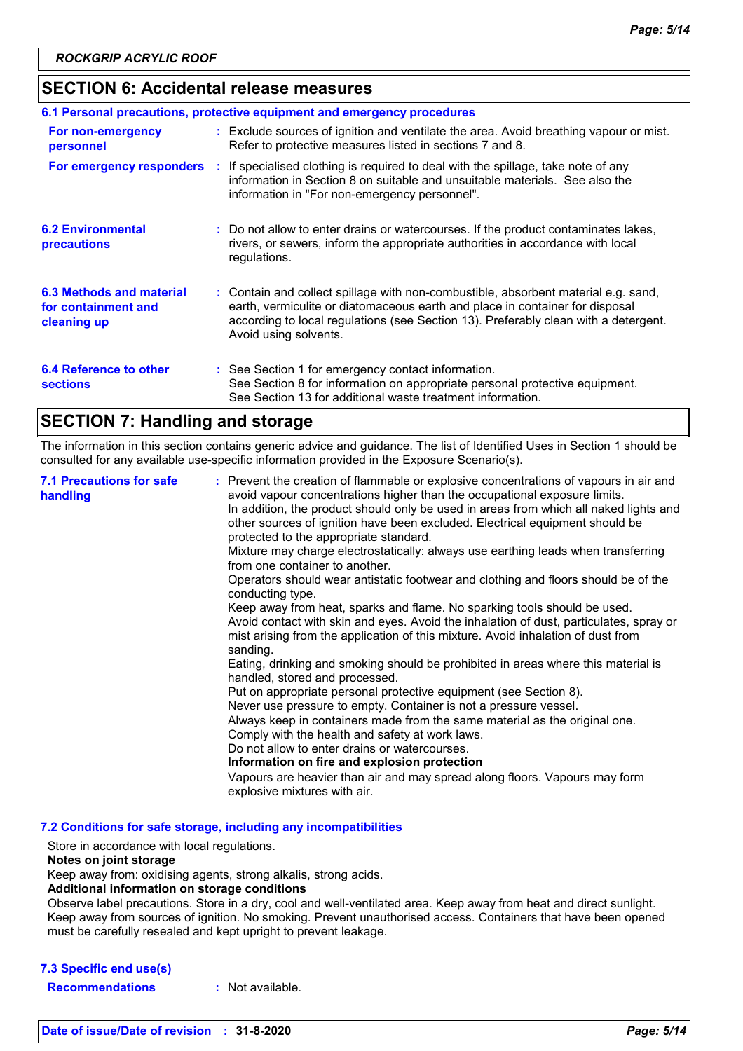## SECTION 6: Accidental release measures

### 6.1 Personal precautions, protective equipment and emergency procedures

**For non-emergency personnel** : Exclude sources of ignition and ventilate the area. Avoid breathing vapour or mist. Refer to protective measures listed in sections 7 and 8.

**For emergency responders** : If specialised clothing is required to deal with the spillage, take note of any information in Section 8 on suitable and unsuitable materials. See also the information in "For non-emergency personnel".

**6.2 Environmental precautions** : Do not allow to enter drains or watercourses. If the product contaminates lakes, rivers, or sewers, inform the appropriate authorities in accordance with local regulations.

**6.3 Methods and material for containment and cleaning up** : Contain and collect spillage with non-combustible, absorbent material e.g. sand, earth, vermiculite or diatomaceous earth and place in container for disposal according to local regulations (see Section 13). Preferably clean with a detergent. Avoid using solvents.

**6.4 Reference to other sections** : See Section 1 for emergency contact information.
See Section 8 for information on appropriate personal protective equipment.
See Section 13 for additional waste treatment information.

## SECTION 7: Handling and storage

The information in this section contains generic advice and guidance. The list of Identified Uses in Section 1 should be consulted for any available use-specific information provided in the Exposure Scenario(s).

**7.1 Precautions for safe handling** : Prevent the creation of flammable or explosive concentrations of vapours in air and avoid vapour concentrations higher than the occupational exposure limits.
In addition, the product should only be used in areas from which all naked lights and other sources of ignition have been excluded. Electrical equipment should be protected to the appropriate standard.
Mixture may charge electrostatically: always use earthing leads when transferring from one container to another.
Operators should wear antistatic footwear and clothing and floors should be of the conducting type.
Keep away from heat, sparks and flame. No sparking tools should be used.
Avoid contact with skin and eyes. Avoid the inhalation of dust, particulates, spray or mist arising from the application of this mixture. Avoid inhalation of dust from sanding.
Eating, drinking and smoking should be prohibited in areas where this material is handled, stored and processed.
Put on appropriate personal protective equipment (see Section 8).
Never use pressure to empty. Container is not a pressure vessel.
Always keep in containers made from the same material as the original one.
Comply with the health and safety at work laws.
Do not allow to enter drains or watercourses.
**Information on fire and explosion protection**
Vapours are heavier than air and may spread along floors. Vapours may form explosive mixtures with air.

### 7.2 Conditions for safe storage, including any incompatibilities

Store in accordance with local regulations.
**Notes on joint storage**
Keep away from: oxidising agents, strong alkalis, strong acids.
**Additional information on storage conditions**
Observe label precautions. Store in a dry, cool and well-ventilated area. Keep away from heat and direct sunlight. Keep away from sources of ignition. No smoking. Prevent unauthorised access. Containers that have been opened must be carefully resealed and kept upright to prevent leakage.

### 7.3 Specific end use(s)

**Recommendations** : Not available.

**Date of issue/Date of revision** : **31-8-2020**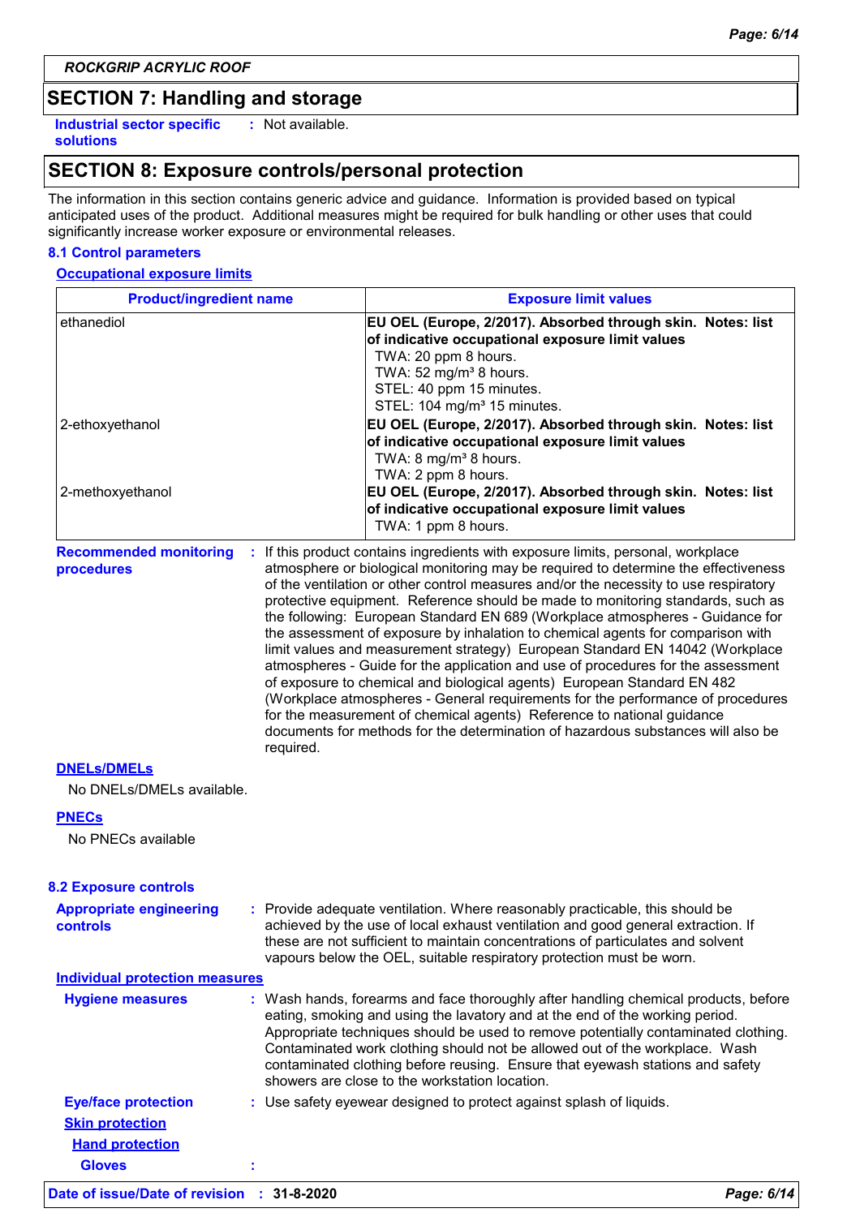ROCKGRIP ACRYLIC ROOF

## SECTION 7: Handling and storage

**Industrial sector specific solutions** : Not available.

## SECTION 8: Exposure controls/personal protection

The information in this section contains generic advice and guidance. Information is provided based on typical anticipated uses of the product. Additional measures might be required for bulk handling or other uses that could significantly increase worker exposure or environmental releases.

### 8.1 Control parameters

**Occupational exposure limits**

| Product/ingredient name | Exposure limit values |
|---|---|
| ethanediol | **EU OEL (Europe, 2/2017). Absorbed through skin. Notes: list of indicative occupational exposure limit values**<br>TWA: 20 ppm 8 hours.<br>TWA: 52 mg/m³ 8 hours.<br>STEL: 40 ppm 15 minutes.<br>STEL: 104 mg/m³ 15 minutes. |
| 2-ethoxyethanol | **EU OEL (Europe, 2/2017). Absorbed through skin. Notes: list of indicative occupational exposure limit values**<br>TWA: 8 mg/m³ 8 hours.<br>TWA: 2 ppm 8 hours. |
| 2-methoxyethanol | **EU OEL (Europe, 2/2017). Absorbed through skin. Notes: list of indicative occupational exposure limit values**<br>TWA: 1 ppm 8 hours. |

**Recommended monitoring procedures** : If this product contains ingredients with exposure limits, personal, workplace atmosphere or biological monitoring may be required to determine the effectiveness of the ventilation or other control measures and/or the necessity to use respiratory protective equipment. Reference should be made to monitoring standards, such as the following: European Standard EN 689 (Workplace atmospheres - Guidance for the assessment of exposure by inhalation to chemical agents for comparison with limit values and measurement strategy) European Standard EN 14042 (Workplace atmospheres - Guide for the application and use of procedures for the assessment of exposure to chemical and biological agents) European Standard EN 482 (Workplace atmospheres - General requirements for the performance of procedures for the measurement of chemical agents) Reference to national guidance documents for methods for the determination of hazardous substances will also be required.

**DNELs/DMELs**

No DNELs/DMELs available.

**PNECs**

No PNECs available

### 8.2 Exposure controls

**Appropriate engineering controls** : Provide adequate ventilation. Where reasonably practicable, this should be achieved by the use of local exhaust ventilation and good general extraction. If these are not sufficient to maintain concentrations of particulates and solvent vapours below the OEL, suitable respiratory protection must be worn.

**Individual protection measures**

**Hygiene measures** : Wash hands, forearms and face thoroughly after handling chemical products, before eating, smoking and using the lavatory and at the end of the working period. Appropriate techniques should be used to remove potentially contaminated clothing. Contaminated work clothing should not be allowed out of the workplace. Wash contaminated clothing before reusing. Ensure that eyewash stations and safety showers are close to the workstation location.

**Eye/face protection** : Use safety eyewear designed to protect against splash of liquids.

**Skin protection**

**Hand protection**

**Gloves** :

Date of issue/Date of revision : 31-8-2020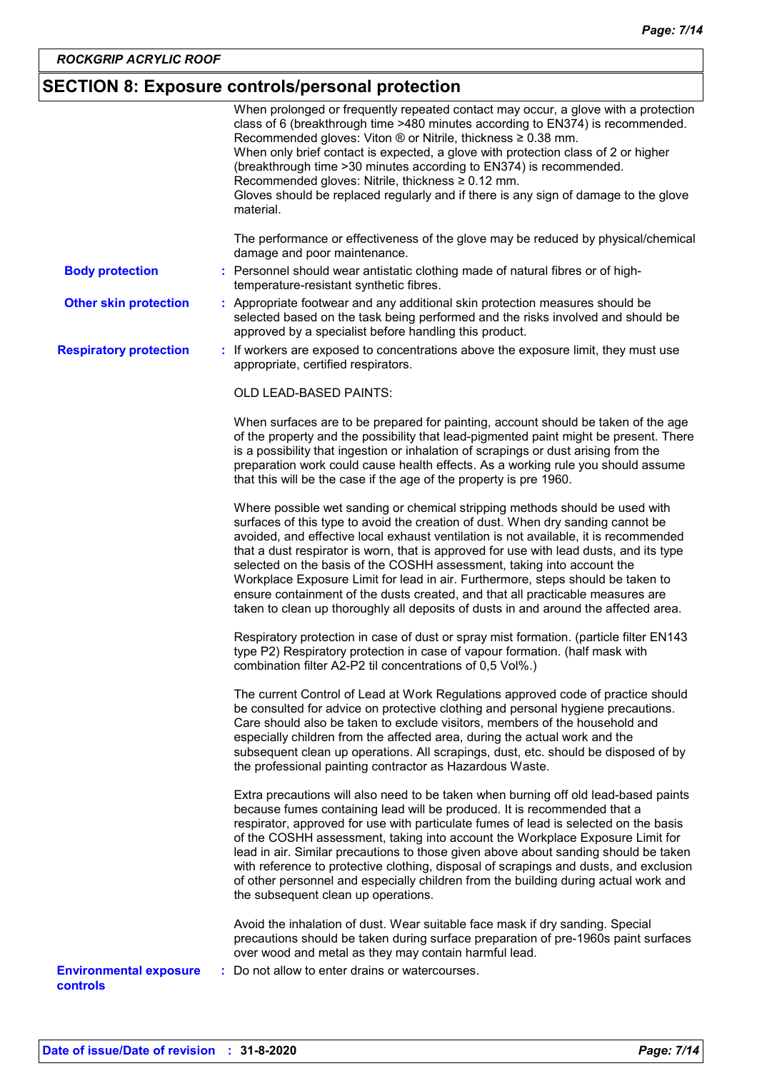## SECTION 8: Exposure controls/personal protection

When prolonged or frequently repeated contact may occur, a glove with a protection class of 6 (breakthrough time >480 minutes according to EN374) is recommended. Recommended gloves: Viton ® or Nitrile, thickness ≥ 0.38 mm.
When only brief contact is expected, a glove with protection class of 2 or higher (breakthrough time >30 minutes according to EN374) is recommended.
Recommended gloves: Nitrile, thickness ≥ 0.12 mm.
Gloves should be replaced regularly and if there is any sign of damage to the glove material.

The performance or effectiveness of the glove may be reduced by physical/chemical damage and poor maintenance.

**Body protection** : Personnel should wear antistatic clothing made of natural fibres or of high-temperature-resistant synthetic fibres.

**Other skin protection** : Appropriate footwear and any additional skin protection measures should be selected based on the task being performed and the risks involved and should be approved by a specialist before handling this product.

**Respiratory protection** : If workers are exposed to concentrations above the exposure limit, they must use appropriate, certified respirators.

OLD LEAD-BASED PAINTS:

When surfaces are to be prepared for painting, account should be taken of the age of the property and the possibility that lead-pigmented paint might be present. There is a possibility that ingestion or inhalation of scrapings or dust arising from the preparation work could cause health effects. As a working rule you should assume that this will be the case if the age of the property is pre 1960.

Where possible wet sanding or chemical stripping methods should be used with surfaces of this type to avoid the creation of dust. When dry sanding cannot be avoided, and effective local exhaust ventilation is not available, it is recommended that a dust respirator is worn, that is approved for use with lead dusts, and its type selected on the basis of the COSHH assessment, taking into account the Workplace Exposure Limit for lead in air. Furthermore, steps should be taken to ensure containment of the dusts created, and that all practicable measures are taken to clean up thoroughly all deposits of dusts in and around the affected area.

Respiratory protection in case of dust or spray mist formation. (particle filter EN143 type P2) Respiratory protection in case of vapour formation. (half mask with combination filter A2-P2 til concentrations of 0,5 Vol%.)

The current Control of Lead at Work Regulations approved code of practice should be consulted for advice on protective clothing and personal hygiene precautions. Care should also be taken to exclude visitors, members of the household and especially children from the affected area, during the actual work and the subsequent clean up operations. All scrapings, dust, etc. should be disposed of by the professional painting contractor as Hazardous Waste.

Extra precautions will also need to be taken when burning off old lead-based paints because fumes containing lead will be produced. It is recommended that a respirator, approved for use with particulate fumes of lead is selected on the basis of the COSHH assessment, taking into account the Workplace Exposure Limit for lead in air. Similar precautions to those given above about sanding should be taken with reference to protective clothing, disposal of scrapings and dusts, and exclusion of other personnel and especially children from the building during actual work and the subsequent clean up operations.

Avoid the inhalation of dust. Wear suitable face mask if dry sanding. Special precautions should be taken during surface preparation of pre-1960s paint surfaces over wood and metal as they may contain harmful lead.

**Environmental exposure controls** : Do not allow to enter drains or watercourses.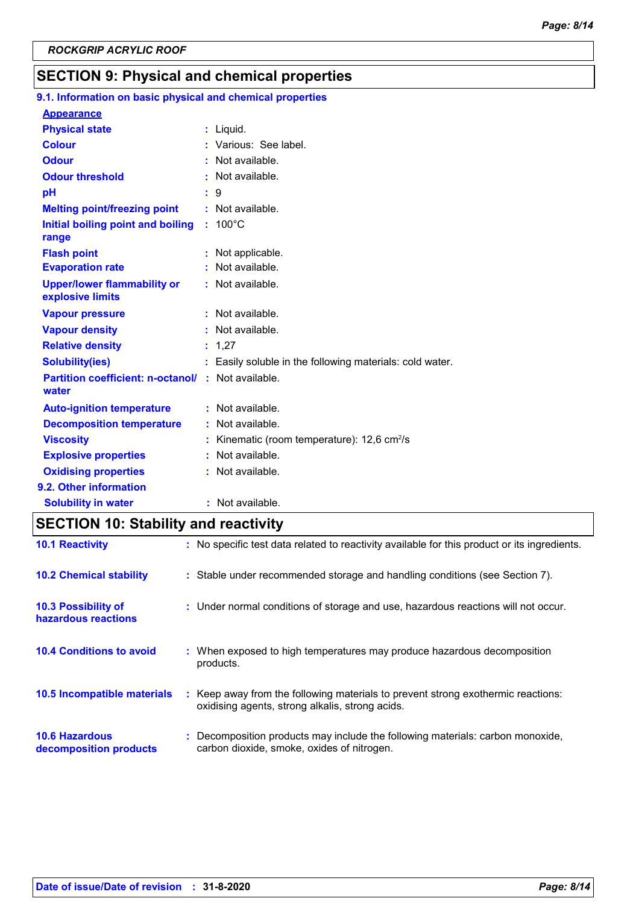ROCKGRIP ACRYLIC ROOF

## SECTION 9: Physical and chemical properties

### 9.1. Information on basic physical and chemical properties

**Appearance**

| | | |
|---|---|---|
| **Physical state** | : | Liquid. |
| **Colour** | : | Various: See label. |
| **Odour** | : | Not available. |
| **Odour threshold** | : | Not available. |
| **pH** | : | 9 |
| **Melting point/freezing point** | : | Not available. |
| **Initial boiling point and boiling range** | : | 100°C |
| **Flash point** | : | Not applicable. |
| **Evaporation rate** | : | Not available. |
| **Upper/lower flammability or explosive limits** | : | Not available. |
| **Vapour pressure** | : | Not available. |
| **Vapour density** | : | Not available. |
| **Relative density** | : | 1,27 |
| **Solubility(ies)** | : | Easily soluble in the following materials: cold water. |
| **Partition coefficient: n-octanol/ water** | : | Not available. |
| **Auto-ignition temperature** | : | Not available. |
| **Decomposition temperature** | : | Not available. |
| **Viscosity** | : | Kinematic (room temperature): 12,6 $cm^2/s$ |
| **Explosive properties** | : | Not available. |
| **Oxidising properties** | : | Not available. |

### 9.2. Other information

| | | |
|---|---|---|
| **Solubility in water** | : | Not available. |

## SECTION 10: Stability and reactivity

| | | |
|---|---|---|
| **10.1 Reactivity** | : | No specific test data related to reactivity available for this product or its ingredients. |
| **10.2 Chemical stability** | : | Stable under recommended storage and handling conditions (see Section 7). |
| **10.3 Possibility of hazardous reactions** | : | Under normal conditions of storage and use, hazardous reactions will not occur. |
| **10.4 Conditions to avoid** | : | When exposed to high temperatures may produce hazardous decomposition products. |
| **10.5 Incompatible materials** | : | Keep away from the following materials to prevent strong exothermic reactions: oxidising agents, strong alkalis, strong acids. |
| **10.6 Hazardous decomposition products** | : | Decomposition products may include the following materials: carbon monoxide, carbon dioxide, smoke, oxides of nitrogen. |

**Date of issue/Date of revision** : **31-8-2020**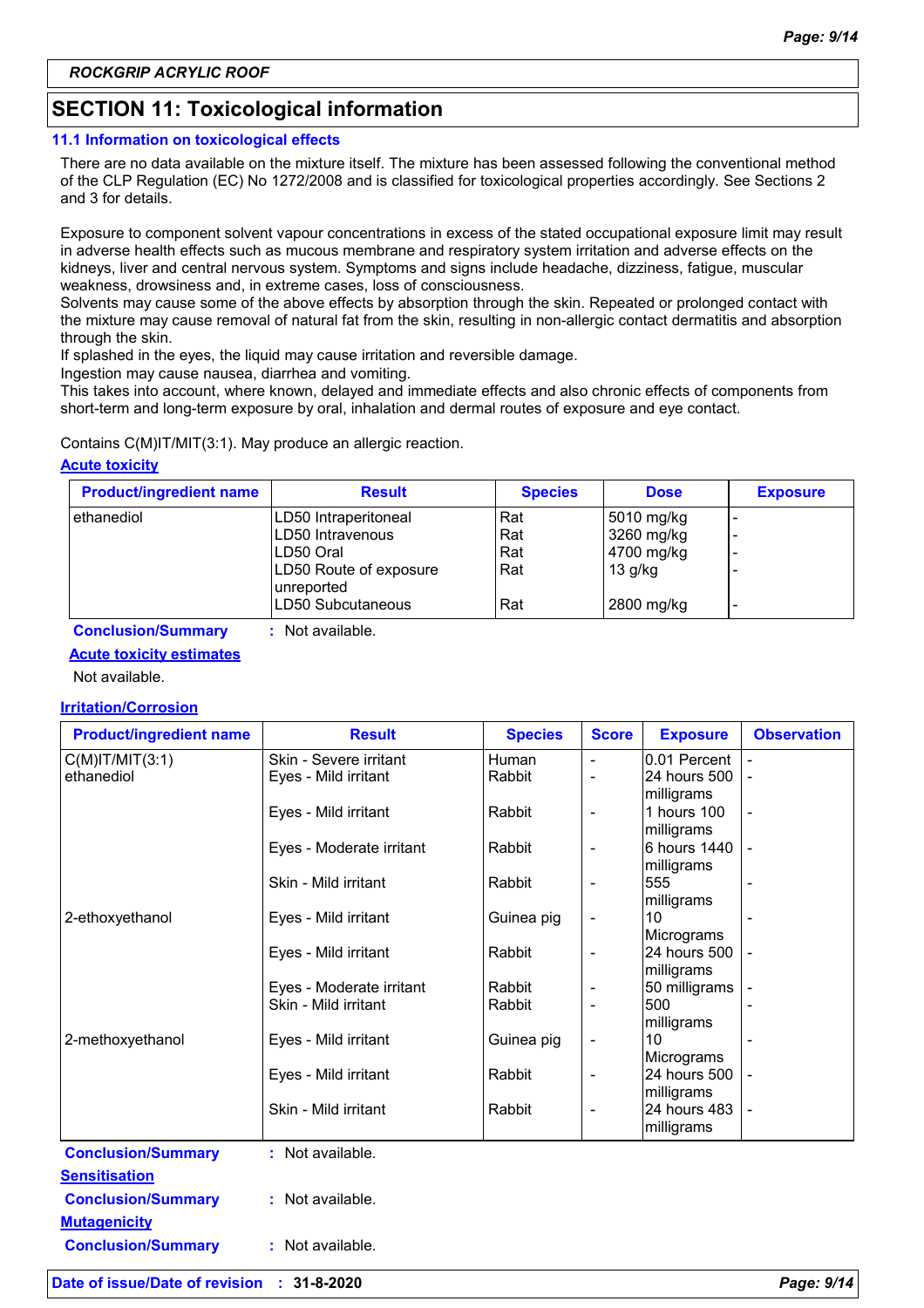**ROCKGRIP ACRYLIC ROOF**

## SECTION 11: Toxicological information

### 11.1 Information on toxicological effects

There are no data available on the mixture itself. The mixture has been assessed following the conventional method of the CLP Regulation (EC) No 1272/2008 and is classified for toxicological properties accordingly. See Sections 2 and 3 for details.

Exposure to component solvent vapour concentrations in excess of the stated occupational exposure limit may result in adverse health effects such as mucous membrane and respiratory system irritation and adverse effects on the kidneys, liver and central nervous system. Symptoms and signs include headache, dizziness, fatigue, muscular weakness, drowsiness and, in extreme cases, loss of consciousness.
Solvents may cause some of the above effects by absorption through the skin. Repeated or prolonged contact with the mixture may cause removal of natural fat from the skin, resulting in non-allergic contact dermatitis and absorption through the skin.
If splashed in the eyes, the liquid may cause irritation and reversible damage.
Ingestion may cause nausea, diarrhea and vomiting.
This takes into account, where known, delayed and immediate effects and also chronic effects of components from short-term and long-term exposure by oral, inhalation and dermal routes of exposure and eye contact.

Contains C(M)IT/MIT(3:1). May produce an allergic reaction.

**Acute toxicity**

| Product/ingredient name | Result | Species | Dose | Exposure |
|---|---|---|---|---|
| ethanediol | LD50 Intraperitoneal | Rat | 5010 mg/kg | - |
| | LD50 Intravenous | Rat | 3260 mg/kg | - |
| | LD50 Oral | Rat | 4700 mg/kg | - |
| | LD50 Route of exposure unreported | Rat | 13 g/kg | - |
| | LD50 Subcutaneous | Rat | 2800 mg/kg | - |

**Conclusion/Summary** : Not available.

**Acute toxicity estimates**

Not available.

**Irritation/Corrosion**

| Product/ingredient name | Result | Species | Score | Exposure | Observation |
|---|---|---|---|---|---|
| C(M)IT/MIT(3:1) | Skin - Severe irritant | Human | - | 0.01 Percent | - |
| ethanediol | Eyes - Mild irritant | Rabbit | - | 24 hours 500 milligrams | - |
| | Eyes - Mild irritant | Rabbit | - | 1 hours 100 milligrams | - |
| | Eyes - Moderate irritant | Rabbit | - | 6 hours 1440 milligrams | - |
| | Skin - Mild irritant | Rabbit | - | 555 milligrams | - |
| 2-ethoxyethanol | Eyes - Mild irritant | Guinea pig | - | 10 Micrograms | - |
| | Eyes - Mild irritant | Rabbit | - | 24 hours 500 milligrams | - |
| | Eyes - Moderate irritant | Rabbit | - | 50 milligrams | - |
| | Skin - Mild irritant | Rabbit | - | 500 milligrams | - |
| 2-methoxyethanol | Eyes - Mild irritant | Guinea pig | - | 10 Micrograms | - |
| | Eyes - Mild irritant | Rabbit | - | 24 hours 500 milligrams | - |
| | Skin - Mild irritant | Rabbit | - | 24 hours 483 milligrams | - |

**Conclusion/Summary** : Not available.

**Sensitisation**

**Conclusion/Summary** : Not available.

**Mutagenicity**

**Conclusion/Summary** : Not available.

**Date of issue/Date of revision** : **31-8-2020**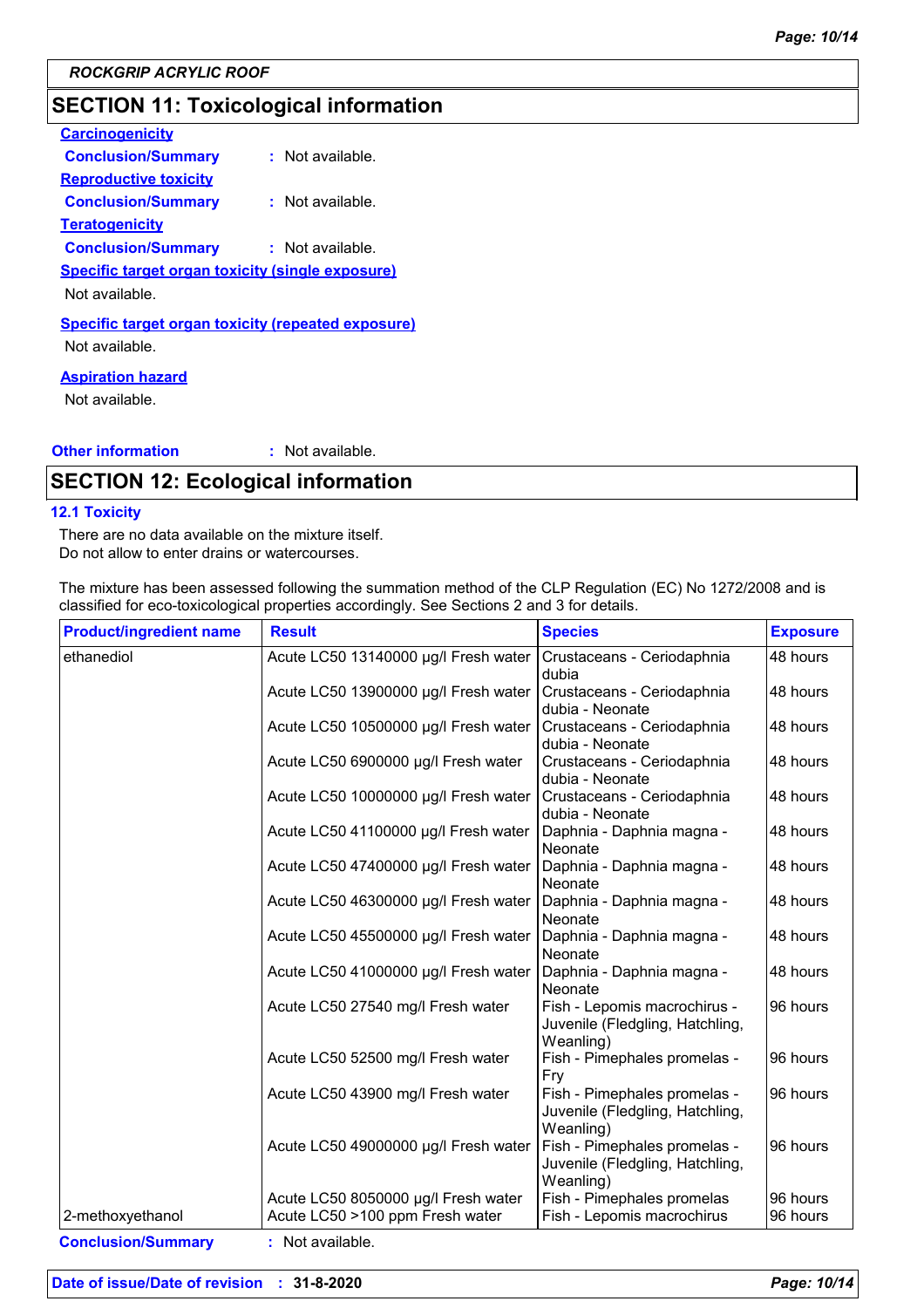## SECTION 11: Toxicological information

**Carcinogenicity**

**Conclusion/Summary** : Not available.

**Reproductive toxicity**

**Conclusion/Summary** : Not available.

**Teratogenicity**

**Conclusion/Summary** : Not available.

**Specific target organ toxicity (single exposure)**

Not available.

**Specific target organ toxicity (repeated exposure)**

Not available.

**Aspiration hazard**

Not available.

**Other information** : Not available.

## SECTION 12: Ecological information

### 12.1 Toxicity

There are no data available on the mixture itself.
Do not allow to enter drains or watercourses.

The mixture has been assessed following the summation method of the CLP Regulation (EC) No 1272/2008 and is classified for eco-toxicological properties accordingly. See Sections 2 and 3 for details.

| Product/ingredient name | Result | Species | Exposure |
|---|---|---|---|
| ethanediol | Acute LC50 13140000 µg/l Fresh water | Crustaceans - Ceriodaphnia dubia | 48 hours |
| | Acute LC50 13900000 µg/l Fresh water | Crustaceans - Ceriodaphnia dubia - Neonate | 48 hours |
| | Acute LC50 10500000 µg/l Fresh water | Crustaceans - Ceriodaphnia dubia - Neonate | 48 hours |
| | Acute LC50 6900000 µg/l Fresh water | Crustaceans - Ceriodaphnia dubia - Neonate | 48 hours |
| | Acute LC50 10000000 µg/l Fresh water | Crustaceans - Ceriodaphnia dubia - Neonate | 48 hours |
| | Acute LC50 41100000 µg/l Fresh water | Daphnia - Daphnia magna - Neonate | 48 hours |
| | Acute LC50 47400000 µg/l Fresh water | Daphnia - Daphnia magna - Neonate | 48 hours |
| | Acute LC50 46300000 µg/l Fresh water | Daphnia - Daphnia magna - Neonate | 48 hours |
| | Acute LC50 45500000 µg/l Fresh water | Daphnia - Daphnia magna - Neonate | 48 hours |
| | Acute LC50 41000000 µg/l Fresh water | Daphnia - Daphnia magna - Neonate | 48 hours |
| | Acute LC50 27540 mg/l Fresh water | Fish - Lepomis macrochirus - Juvenile (Fledgling, Hatchling, Weanling) | 96 hours |
| | Acute LC50 52500 mg/l Fresh water | Fish - Pimephales promelas - Fry | 96 hours |
| | Acute LC50 43900 mg/l Fresh water | Fish - Pimephales promelas - Juvenile (Fledgling, Hatchling, Weanling) | 96 hours |
| | Acute LC50 49000000 µg/l Fresh water | Fish - Pimephales promelas - Juvenile (Fledgling, Hatchling, Weanling) | 96 hours |
| | Acute LC50 8050000 µg/l Fresh water | Fish - Pimephales promelas | 96 hours |
| 2-methoxyethanol | Acute LC50 >100 ppm Fresh water | Fish - Lepomis macrochirus | 96 hours |

**Conclusion/Summary** : Not available.

**Date of issue/Date of revision** : 31-8-2020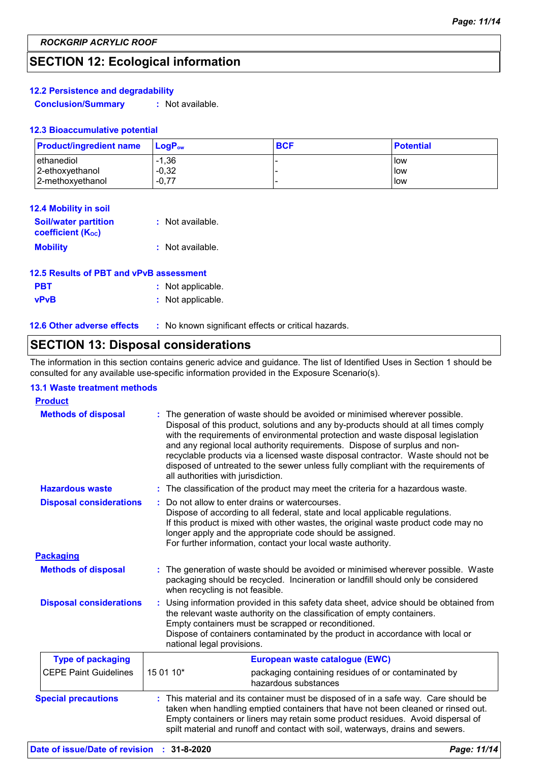## SECTION 12: Ecological information

### 12.2 Persistence and degradability

**Conclusion/Summary** : Not available.

### 12.3 Bioaccumulative potential

| Product/ingredient name | $LogP_{ow}$ | BCF | Potential |
|---|---|---|---|
| ethanediol | -1,36 | - | low |
| 2-ethoxyethanol | -0,32 | - | low |
| 2-methoxyethanol | -0,77 | - | low |

### 12.4 Mobility in soil

**Soil/water partition coefficient ($K_{OC}$)** : Not available.

**Mobility** : Not available.

### 12.5 Results of PBT and vPvB assessment

**PBT** : Not applicable.

**vPvB** : Not applicable.

### 12.6 Other adverse effects

: No known significant effects or critical hazards.

## SECTION 13: Disposal considerations

The information in this section contains generic advice and guidance. The list of Identified Uses in Section 1 should be consulted for any available use-specific information provided in the Exposure Scenario(s).

### 13.1 Waste treatment methods

**Product**

**Methods of disposal** : The generation of waste should be avoided or minimised wherever possible. Disposal of this product, solutions and any by-products should at all times comply with the requirements of environmental protection and waste disposal legislation and any regional local authority requirements. Dispose of surplus and non-recyclable products via a licensed waste disposal contractor. Waste should not be disposed of untreated to the sewer unless fully compliant with the requirements of all authorities with jurisdiction.

**Hazardous waste** : The classification of the product may meet the criteria for a hazardous waste.

**Disposal considerations** : Do not allow to enter drains or watercourses.
Dispose of according to all federal, state and local applicable regulations.
If this product is mixed with other wastes, the original waste product code may no longer apply and the appropriate code should be assigned.
For further information, contact your local waste authority.

**Packaging**

**Methods of disposal** : The generation of waste should be avoided or minimised wherever possible. Waste packaging should be recycled. Incineration or landfill should only be considered when recycling is not feasible.

**Disposal considerations** : Using information provided in this safety data sheet, advice should be obtained from the relevant waste authority on the classification of empty containers.
Empty containers must be scrapped or reconditioned.
Dispose of containers contaminated by the product in accordance with local or national legal provisions.

| Type of packaging | | European waste catalogue (EWC) |
|---|---|---|
| CEPE Paint Guidelines | 15 01 10* | packaging containing residues of or contaminated by hazardous substances |

**Special precautions** : This material and its container must be disposed of in a safe way. Care should be taken when handling emptied containers that have not been cleaned or rinsed out. Empty containers or liners may retain some product residues. Avoid dispersal of spilt material and runoff and contact with soil, waterways, drains and sewers.

**Date of issue/Date of revision** : 31-8-2020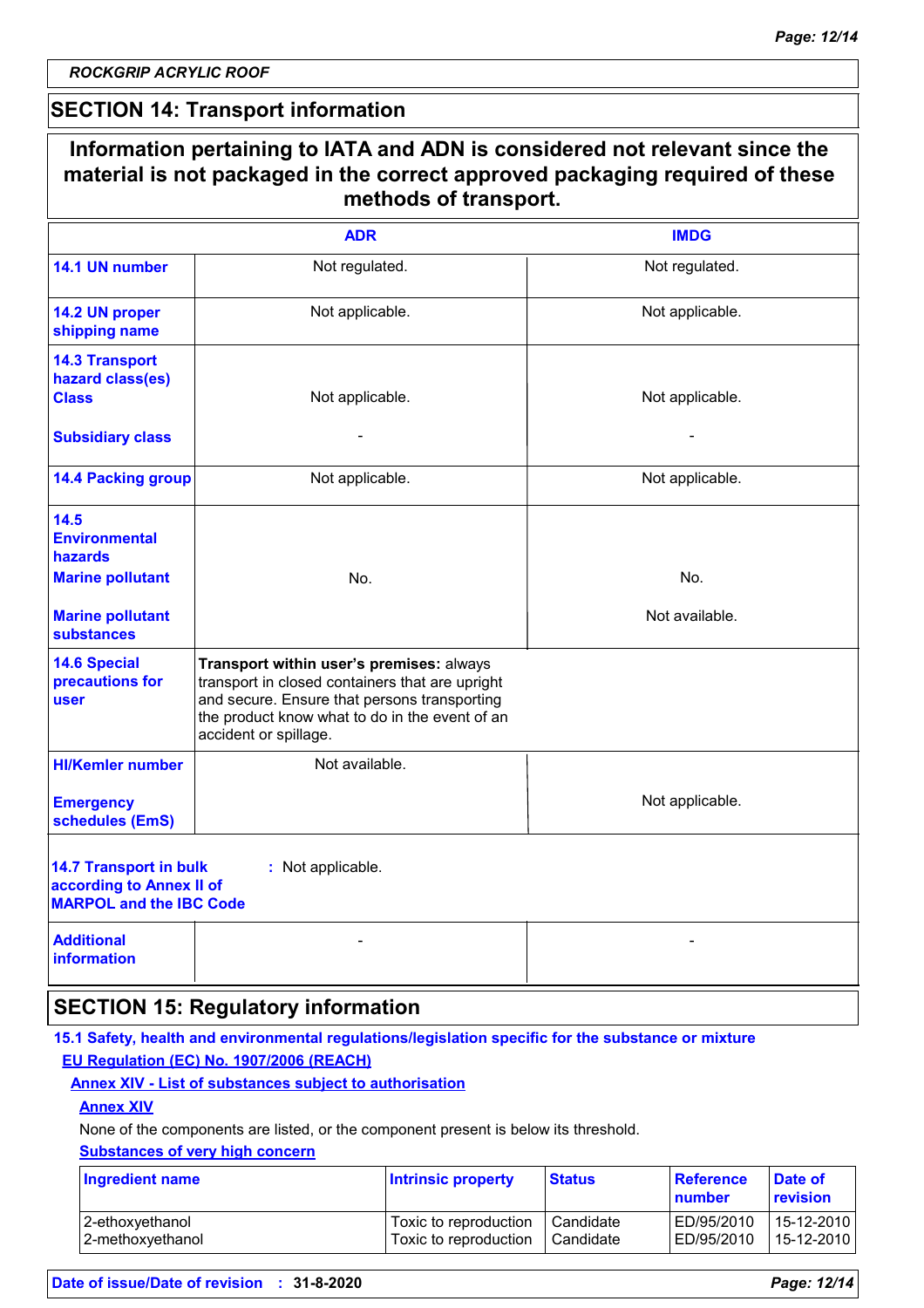ROCKGRIP ACRYLIC ROOF

## SECTION 14: Transport information

**Information pertaining to IATA and ADN is considered not relevant since the material is not packaged in the correct approved packaging required of these methods of transport.**

| | ADR | IMDG |
|---|---|---|
| **14.1 UN number** | Not regulated. | Not regulated. |
| **14.2 UN proper shipping name** | Not applicable. | Not applicable. |
| **14.3 Transport hazard class(es) Class** | Not applicable. | Not applicable. |
| **Subsidiary class** | - | - |
| **14.4 Packing group** | Not applicable. | Not applicable. |
| **14.5 Environmental hazards Marine pollutant** | No. | No. |
| **Marine pollutant substances** | | Not available. |
| **14.6 Special precautions for user** | **Transport within user's premises:** always transport in closed containers that are upright and secure. Ensure that persons transporting the product know what to do in the event of an accident or spillage. | |
| **HI/Kemler number** | Not available. | |
| **Emergency schedules (EmS)** | | Not applicable. |

**14.7 Transport in bulk according to Annex II of MARPOL and the IBC Code** : Not applicable.

| **Additional information** | - | - |
|---|---|---|

## SECTION 15: Regulatory information

**15.1 Safety, health and environmental regulations/legislation specific for the substance or mixture**

**EU Regulation (EC) No. 1907/2006 (REACH)**

**Annex XIV - List of substances subject to authorisation**

**Annex XIV**

None of the components are listed, or the component present is below its threshold.

**Substances of very high concern**

| Ingredient name | Intrinsic property | Status | Reference number | Date of revision |
|---|---|---|---|---|
| 2-ethoxyethanol | Toxic to reproduction | Candidate | ED/95/2010 | 15-12-2010 |
| 2-methoxyethanol | Toxic to reproduction | Candidate | ED/95/2010 | 15-12-2010 |

**Date of issue/Date of revision : 31-8-2020**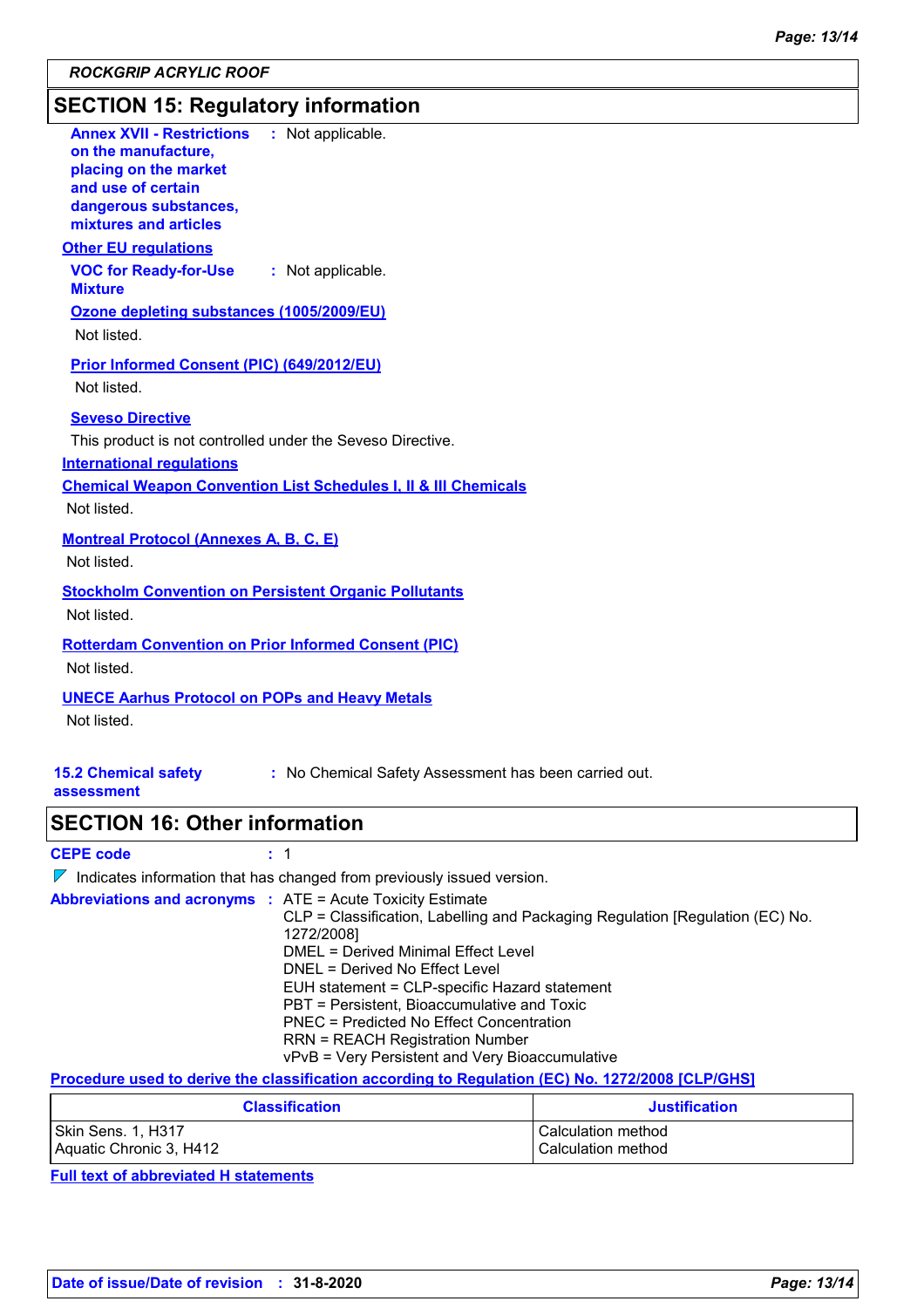## SECTION 15: Regulatory information

**Annex XVII - Restrictions on the manufacture, placing on the market and use of certain dangerous substances, mixtures and articles** : Not applicable.

**Other EU regulations**

**VOC for Ready-for-Use Mixture** : Not applicable.

**Ozone depleting substances (1005/2009/EU)**

Not listed.

**Prior Informed Consent (PIC) (649/2012/EU)**

Not listed.

**Seveso Directive**

This product is not controlled under the Seveso Directive.

**International regulations**

**Chemical Weapon Convention List Schedules I, II & III Chemicals**

Not listed.

**Montreal Protocol (Annexes A, B, C, E)**

Not listed.

**Stockholm Convention on Persistent Organic Pollutants**

Not listed.

**Rotterdam Convention on Prior Informed Consent (PIC)**

Not listed.

**UNECE Aarhus Protocol on POPs and Heavy Metals**

Not listed.

**15.2 Chemical safety assessment** : No Chemical Safety Assessment has been carried out.

## SECTION 16: Other information

**CEPE code** : 1

Indicates information that has changed from previously issued version.

**Abbreviations and acronyms** :
ATE = Acute Toxicity Estimate
CLP = Classification, Labelling and Packaging Regulation [Regulation (EC) No. 1272/2008]
DMEL = Derived Minimal Effect Level
DNEL = Derived No Effect Level
EUH statement = CLP-specific Hazard statement
PBT = Persistent, Bioaccumulative and Toxic
PNEC = Predicted No Effect Concentration
RRN = REACH Registration Number
vPvB = Very Persistent and Very Bioaccumulative

**Procedure used to derive the classification according to Regulation (EC) No. 1272/2008 [CLP/GHS]**

| Classification | Justification |
|---|---|
| Skin Sens. 1, H317<br>Aquatic Chronic 3, H412 | Calculation method<br>Calculation method |

**Full text of abbreviated H statements**

**Date of issue/Date of revision** : **31-8-2020**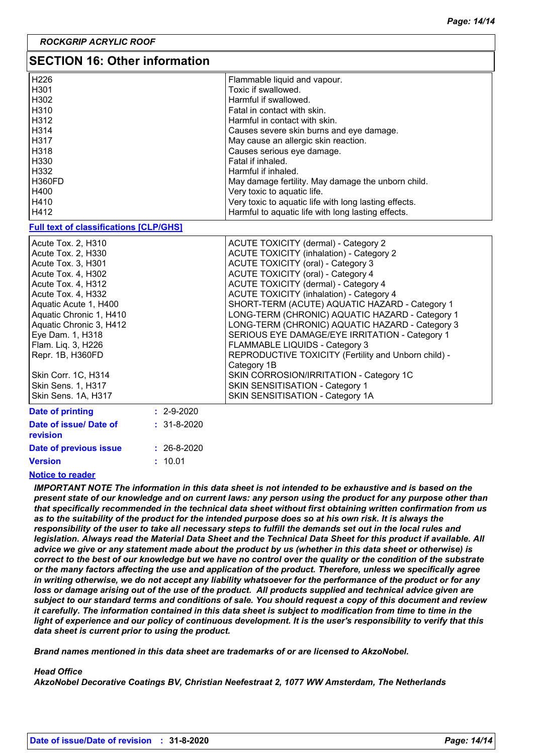**ROCKGRIP ACRYLIC ROOF**

## SECTION 16: Other information

| | |
|---|---|
| H226 | Flammable liquid and vapour. |
| H301 | Toxic if swallowed. |
| H302 | Harmful if swallowed. |
| H310 | Fatal in contact with skin. |
| H312 | Harmful in contact with skin. |
| H314 | Causes severe skin burns and eye damage. |
| H317 | May cause an allergic skin reaction. |
| H318 | Causes serious eye damage. |
| H330 | Fatal if inhaled. |
| H332 | Harmful if inhaled. |
| H360FD | May damage fertility. May damage the unborn child. |
| H400 | Very toxic to aquatic life. |
| H410 | Very toxic to aquatic life with long lasting effects. |
| H412 | Harmful to aquatic life with long lasting effects. |

**Full text of classifications [CLP/GHS]**

| | |
|---|---|
| Acute Tox. 2, H310 | ACUTE TOXICITY (dermal) - Category 2 |
| Acute Tox. 2, H330 | ACUTE TOXICITY (inhalation) - Category 2 |
| Acute Tox. 3, H301 | ACUTE TOXICITY (oral) - Category 3 |
| Acute Tox. 4, H302 | ACUTE TOXICITY (oral) - Category 4 |
| Acute Tox. 4, H312 | ACUTE TOXICITY (dermal) - Category 4 |
| Acute Tox. 4, H332 | ACUTE TOXICITY (inhalation) - Category 4 |
| Aquatic Acute 1, H400 | SHORT-TERM (ACUTE) AQUATIC HAZARD - Category 1 |
| Aquatic Chronic 1, H410 | LONG-TERM (CHRONIC) AQUATIC HAZARD - Category 1 |
| Aquatic Chronic 3, H412 | LONG-TERM (CHRONIC) AQUATIC HAZARD - Category 3 |
| Eye Dam. 1, H318 | SERIOUS EYE DAMAGE/EYE IRRITATION - Category 1 |
| Flam. Liq. 3, H226 | FLAMMABLE LIQUIDS - Category 3 |
| Repr. 1B, H360FD | REPRODUCTIVE TOXICITY (Fertility and Unborn child) - Category 1B |
| Skin Corr. 1C, H314 | SKIN CORROSION/IRRITATION - Category 1C |
| Skin Sens. 1, H317 | SKIN SENSITISATION - Category 1 |
| Skin Sens. 1A, H317 | SKIN SENSITISATION - Category 1A |

**Date of printing** : 2-9-2020

**Date of issue/ Date of revision** : 31-8-2020

**Date of previous issue** : 26-8-2020

**Version** : 10.01

**Notice to reader**

***IMPORTANT NOTE The information in this data sheet is not intended to be exhaustive and is based on the present state of our knowledge and on current laws: any person using the product for any purpose other than that specifically recommended in the technical data sheet without first obtaining written confirmation from us as to the suitability of the product for the intended purpose does so at his own risk. It is always the responsibility of the user to take all necessary steps to fulfill the demands set out in the local rules and legislation. Always read the Material Data Sheet and the Technical Data Sheet for this product if available. All advice we give or any statement made about the product by us (whether in this data sheet or otherwise) is correct to the best of our knowledge but we have no control over the quality or the condition of the substrate or the many factors affecting the use and application of the product. Therefore, unless we specifically agree in writing otherwise, we do not accept any liability whatsoever for the performance of the product or for any loss or damage arising out of the use of the product. All products supplied and technical advice given are subject to our standard terms and conditions of sale. You should request a copy of this document and review it carefully. The information contained in this data sheet is subject to modification from time to time in the light of experience and our policy of continuous development. It is the user's responsibility to verify that this data sheet is current prior to using the product.***

***Brand names mentioned in this data sheet are trademarks of or are licensed to AkzoNobel.***

***Head Office***
***AkzoNobel Decorative Coatings BV, Christian Neefestraat 2, 1077 WW Amsterdam, The Netherlands***